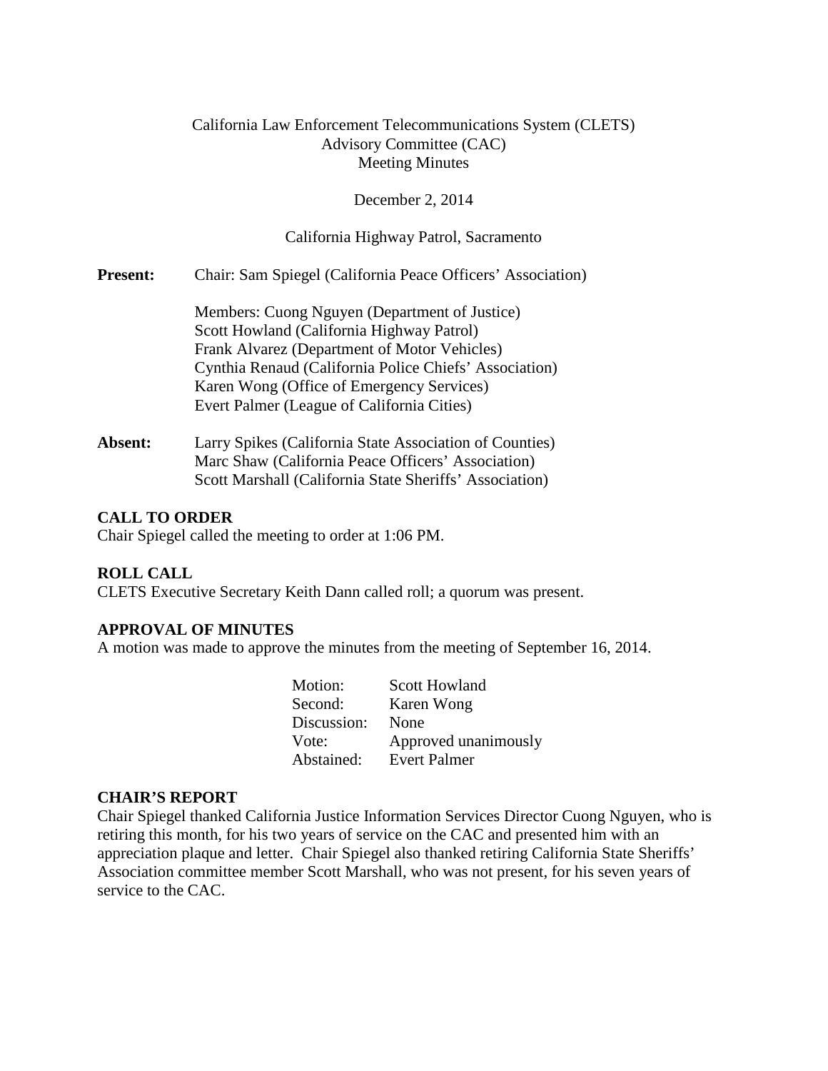California Law Enforcement Telecommunications System (CLETS)
Advisory Committee (CAC)
Meeting Minutes

December 2, 2014

California Highway Patrol, Sacramento

**Present:** Chair: Sam Spiegel (California Peace Officers' Association)

Members: Cuong Nguyen (Department of Justice)
Scott Howland (California Highway Patrol)
Frank Alvarez (Department of Motor Vehicles)
Cynthia Renaud (California Police Chiefs' Association)
Karen Wong (Office of Emergency Services)
Evert Palmer (League of California Cities)

**Absent:** Larry Spikes (California State Association of Counties)
Marc Shaw (California Peace Officers' Association)
Scott Marshall (California State Sheriffs' Association)

**CALL TO ORDER**

Chair Spiegel called the meeting to order at 1:06 PM.

**ROLL CALL**

CLETS Executive Secretary Keith Dann called roll; a quorum was present.

**APPROVAL OF MINUTES**

A motion was made to approve the minutes from the meeting of September 16, 2014.

| | |
|---|---|
| Motion: | Scott Howland |
| Second: | Karen Wong |
| Discussion: | None |
| Vote: | Approved unanimously |
| Abstained: | Evert Palmer |

**CHAIR'S REPORT**

Chair Spiegel thanked California Justice Information Services Director Cuong Nguyen, who is retiring this month, for his two years of service on the CAC and presented him with an appreciation plaque and letter. Chair Spiegel also thanked retiring California State Sheriffs' Association committee member Scott Marshall, who was not present, for his seven years of service to the CAC.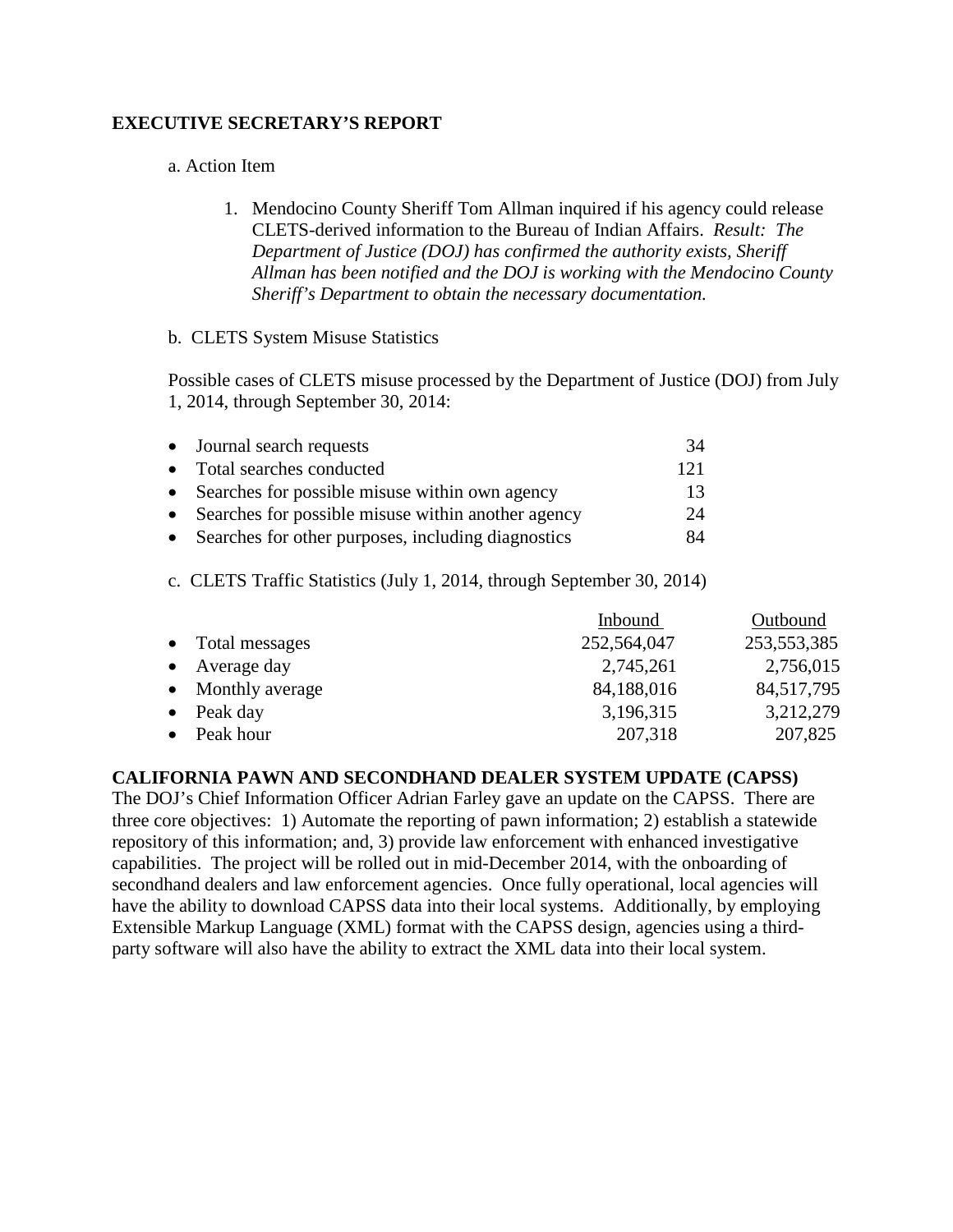## EXECUTIVE SECRETARY'S REPORT

a. Action Item

1. Mendocino County Sheriff Tom Allman inquired if his agency could release CLETS-derived information to the Bureau of Indian Affairs. *Result: The Department of Justice (DOJ) has confirmed the authority exists, Sheriff Allman has been notified and the DOJ is working with the Mendocino County Sheriff's Department to obtain the necessary documentation.*

b. CLETS System Misuse Statistics

Possible cases of CLETS misuse processed by the Department of Justice (DOJ) from July 1, 2014, through September 30, 2014:

| | |
|---|---|
| • Journal search requests | 34 |
| • Total searches conducted | 121 |
| • Searches for possible misuse within own agency | 13 |
| • Searches for possible misuse within another agency | 24 |
| • Searches for other purposes, including diagnostics | 84 |

c. CLETS Traffic Statistics (July 1, 2014, through September 30, 2014)

| | Inbound | Outbound |
|---|---|---|
| • Total messages | 252,564,047 | 253,553,385 |
| • Average day | 2,745,261 | 2,756,015 |
| • Monthly average | 84,188,016 | 84,517,795 |
| • Peak day | 3,196,315 | 3,212,279 |
| • Peak hour | 207,318 | 207,825 |

## CALIFORNIA PAWN AND SECONDHAND DEALER SYSTEM UPDATE (CAPSS)

The DOJ's Chief Information Officer Adrian Farley gave an update on the CAPSS. There are three core objectives: 1) Automate the reporting of pawn information; 2) establish a statewide repository of this information; and, 3) provide law enforcement with enhanced investigative capabilities. The project will be rolled out in mid-December 2014, with the onboarding of secondhand dealers and law enforcement agencies. Once fully operational, local agencies will have the ability to download CAPSS data into their local systems. Additionally, by employing Extensible Markup Language (XML) format with the CAPSS design, agencies using a third-party software will also have the ability to extract the XML data into their local system.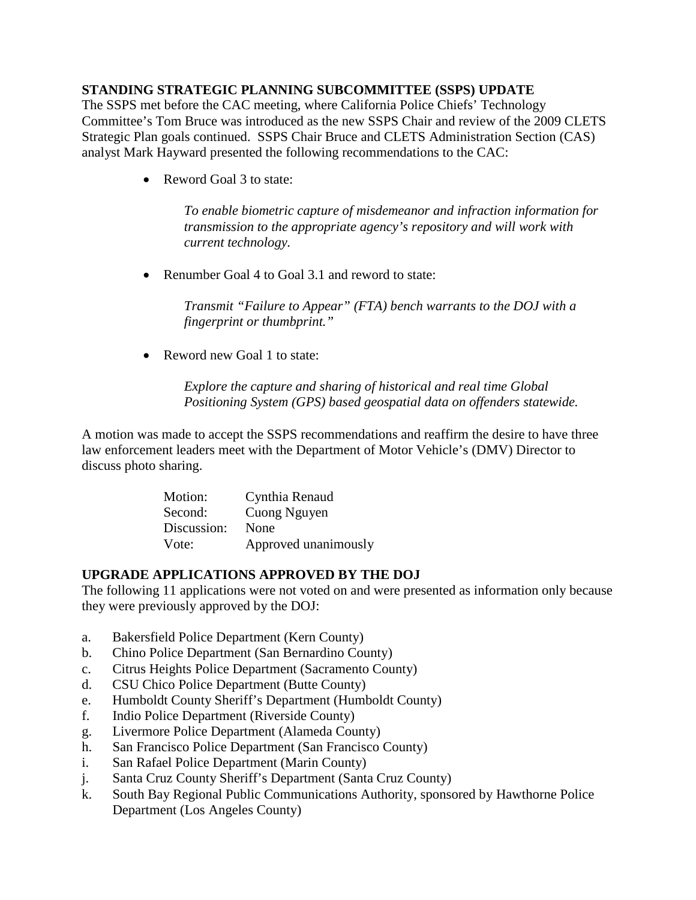**STANDING STRATEGIC PLANNING SUBCOMMITTEE (SSPS) UPDATE**

The SSPS met before the CAC meeting, where California Police Chiefs' Technology Committee's Tom Bruce was introduced as the new SSPS Chair and review of the 2009 CLETS Strategic Plan goals continued. SSPS Chair Bruce and CLETS Administration Section (CAS) analyst Mark Hayward presented the following recommendations to the CAC:

- Reword Goal 3 to state:

  *To enable biometric capture of misdemeanor and infraction information for transmission to the appropriate agency's repository and will work with current technology.*

- Renumber Goal 4 to Goal 3.1 and reword to state:

  *Transmit "Failure to Appear" (FTA) bench warrants to the DOJ with a fingerprint or thumbprint."*

- Reword new Goal 1 to state:

  *Explore the capture and sharing of historical and real time Global Positioning System (GPS) based geospatial data on offenders statewide.*

A motion was made to accept the SSPS recommendations and reaffirm the desire to have three law enforcement leaders meet with the Department of Motor Vehicle's (DMV) Director to discuss photo sharing.

| | |
|---|---|
| Motion: | Cynthia Renaud |
| Second: | Cuong Nguyen |
| Discussion: | None |
| Vote: | Approved unanimously |

**UPGRADE APPLICATIONS APPROVED BY THE DOJ**

The following 11 applications were not voted on and were presented as information only because they were previously approved by the DOJ:

a. Bakersfield Police Department (Kern County)
b. Chino Police Department (San Bernardino County)
c. Citrus Heights Police Department (Sacramento County)
d. CSU Chico Police Department (Butte County)
e. Humboldt County Sheriff's Department (Humboldt County)
f. Indio Police Department (Riverside County)
g. Livermore Police Department (Alameda County)
h. San Francisco Police Department (San Francisco County)
i. San Rafael Police Department (Marin County)
j. Santa Cruz County Sheriff's Department (Santa Cruz County)
k. South Bay Regional Public Communications Authority, sponsored by Hawthorne Police Department (Los Angeles County)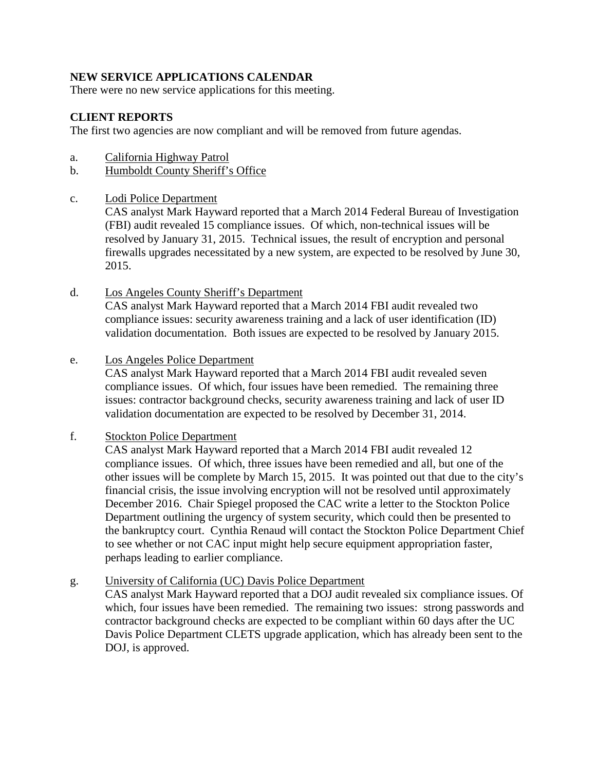**NEW SERVICE APPLICATIONS CALENDAR**

There were no new service applications for this meeting.

**CLIENT REPORTS**

The first two agencies are now compliant and will be removed from future agendas.

a. California Highway Patrol

b. Humboldt County Sheriff's Office

c. Lodi Police Department

CAS analyst Mark Hayward reported that a March 2014 Federal Bureau of Investigation (FBI) audit revealed 15 compliance issues. Of which, non-technical issues will be resolved by January 31, 2015. Technical issues, the result of encryption and personal firewalls upgrades necessitated by a new system, are expected to be resolved by June 30, 2015.

d. Los Angeles County Sheriff's Department

CAS analyst Mark Hayward reported that a March 2014 FBI audit revealed two compliance issues: security awareness training and a lack of user identification (ID) validation documentation. Both issues are expected to be resolved by January 2015.

e. Los Angeles Police Department

CAS analyst Mark Hayward reported that a March 2014 FBI audit revealed seven compliance issues. Of which, four issues have been remedied. The remaining three issues: contractor background checks, security awareness training and lack of user ID validation documentation are expected to be resolved by December 31, 2014.

f. Stockton Police Department

CAS analyst Mark Hayward reported that a March 2014 FBI audit revealed 12 compliance issues. Of which, three issues have been remedied and all, but one of the other issues will be complete by March 15, 2015. It was pointed out that due to the city's financial crisis, the issue involving encryption will not be resolved until approximately December 2016. Chair Spiegel proposed the CAC write a letter to the Stockton Police Department outlining the urgency of system security, which could then be presented to the bankruptcy court. Cynthia Renaud will contact the Stockton Police Department Chief to see whether or not CAC input might help secure equipment appropriation faster, perhaps leading to earlier compliance.

g. University of California (UC) Davis Police Department

CAS analyst Mark Hayward reported that a DOJ audit revealed six compliance issues. Of which, four issues have been remedied. The remaining two issues: strong passwords and contractor background checks are expected to be compliant within 60 days after the UC Davis Police Department CLETS upgrade application, which has already been sent to the DOJ, is approved.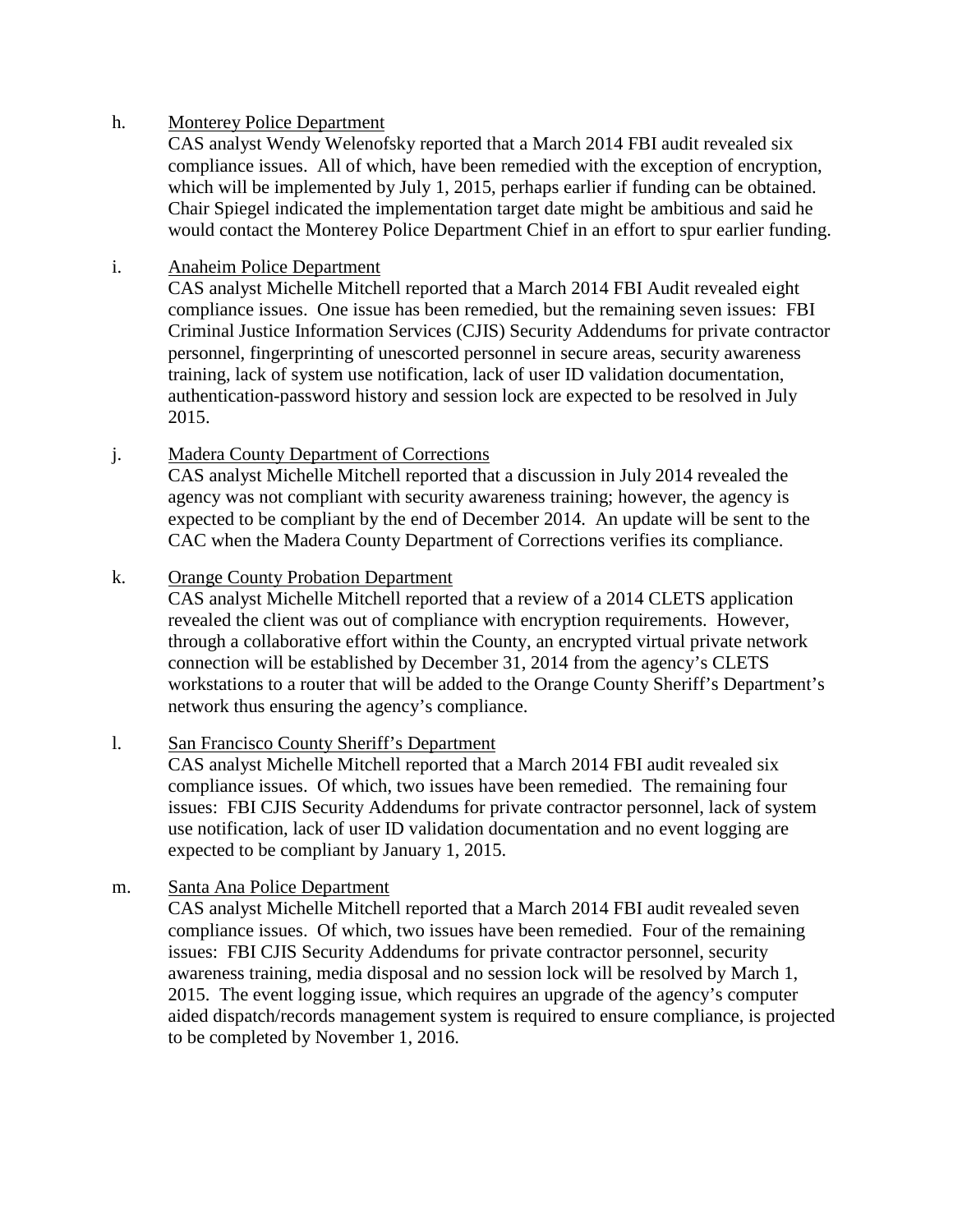h. <u>Monterey Police Department</u>

CAS analyst Wendy Welenofsky reported that a March 2014 FBI audit revealed six compliance issues. All of which, have been remedied with the exception of encryption, which will be implemented by July 1, 2015, perhaps earlier if funding can be obtained. Chair Spiegel indicated the implementation target date might be ambitious and said he would contact the Monterey Police Department Chief in an effort to spur earlier funding.

i. <u>Anaheim Police Department</u>

CAS analyst Michelle Mitchell reported that a March 2014 FBI Audit revealed eight compliance issues. One issue has been remedied, but the remaining seven issues: FBI Criminal Justice Information Services (CJIS) Security Addendums for private contractor personnel, fingerprinting of unescorted personnel in secure areas, security awareness training, lack of system use notification, lack of user ID validation documentation, authentication-password history and session lock are expected to be resolved in July 2015.

j. <u>Madera County Department of Corrections</u>

CAS analyst Michelle Mitchell reported that a discussion in July 2014 revealed the agency was not compliant with security awareness training; however, the agency is expected to be compliant by the end of December 2014. An update will be sent to the CAC when the Madera County Department of Corrections verifies its compliance.

k. <u>Orange County Probation Department</u>

CAS analyst Michelle Mitchell reported that a review of a 2014 CLETS application revealed the client was out of compliance with encryption requirements. However, through a collaborative effort within the County, an encrypted virtual private network connection will be established by December 31, 2014 from the agency's CLETS workstations to a router that will be added to the Orange County Sheriff's Department's network thus ensuring the agency's compliance.

l. <u>San Francisco County Sheriff's Department</u>

CAS analyst Michelle Mitchell reported that a March 2014 FBI audit revealed six compliance issues. Of which, two issues have been remedied. The remaining four issues: FBI CJIS Security Addendums for private contractor personnel, lack of system use notification, lack of user ID validation documentation and no event logging are expected to be compliant by January 1, 2015.

m. <u>Santa Ana Police Department</u>

CAS analyst Michelle Mitchell reported that a March 2014 FBI audit revealed seven compliance issues. Of which, two issues have been remedied. Four of the remaining issues: FBI CJIS Security Addendums for private contractor personnel, security awareness training, media disposal and no session lock will be resolved by March 1, 2015. The event logging issue, which requires an upgrade of the agency's computer aided dispatch/records management system is required to ensure compliance, is projected to be completed by November 1, 2016.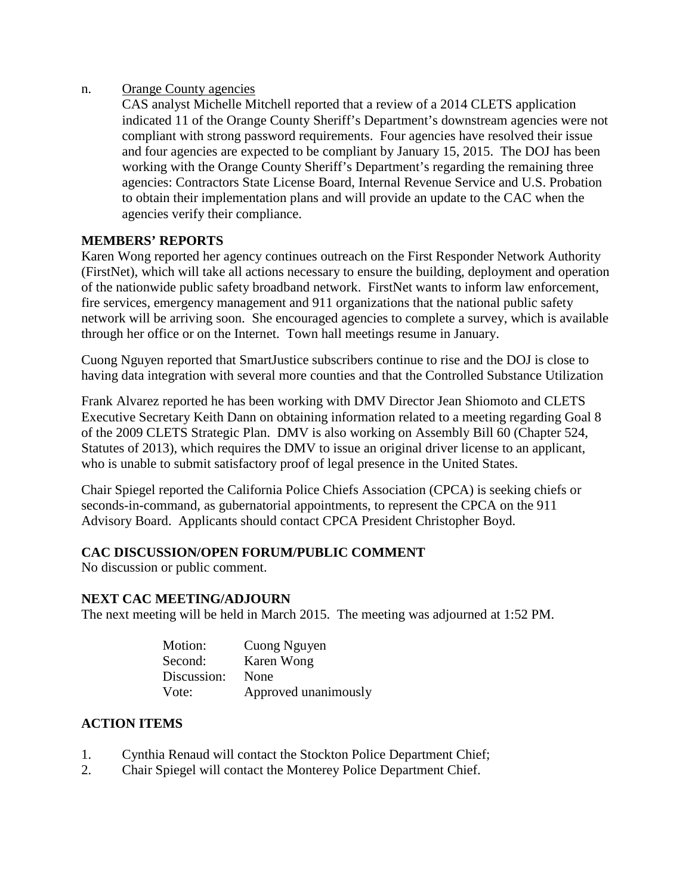n. Orange County agencies

CAS analyst Michelle Mitchell reported that a review of a 2014 CLETS application indicated 11 of the Orange County Sheriff's Department's downstream agencies were not compliant with strong password requirements. Four agencies have resolved their issue and four agencies are expected to be compliant by January 15, 2015. The DOJ has been working with the Orange County Sheriff's Department's regarding the remaining three agencies: Contractors State License Board, Internal Revenue Service and U.S. Probation to obtain their implementation plans and will provide an update to the CAC when the agencies verify their compliance.

**MEMBERS' REPORTS**

Karen Wong reported her agency continues outreach on the First Responder Network Authority (FirstNet), which will take all actions necessary to ensure the building, deployment and operation of the nationwide public safety broadband network. FirstNet wants to inform law enforcement, fire services, emergency management and 911 organizations that the national public safety network will be arriving soon. She encouraged agencies to complete a survey, which is available through her office or on the Internet. Town hall meetings resume in January.

Cuong Nguyen reported that SmartJustice subscribers continue to rise and the DOJ is close to having data integration with several more counties and that the Controlled Substance Utilization

Frank Alvarez reported he has been working with DMV Director Jean Shiomoto and CLETS Executive Secretary Keith Dann on obtaining information related to a meeting regarding Goal 8 of the 2009 CLETS Strategic Plan. DMV is also working on Assembly Bill 60 (Chapter 524, Statutes of 2013), which requires the DMV to issue an original driver license to an applicant, who is unable to submit satisfactory proof of legal presence in the United States.

Chair Spiegel reported the California Police Chiefs Association (CPCA) is seeking chiefs or seconds-in-command, as gubernatorial appointments, to represent the CPCA on the 911 Advisory Board. Applicants should contact CPCA President Christopher Boyd.

**CAC DISCUSSION/OPEN FORUM/PUBLIC COMMENT**

No discussion or public comment.

**NEXT CAC MEETING/ADJOURN**

The next meeting will be held in March 2015. The meeting was adjourned at 1:52 PM.

| | |
|---|---|
| Motion: | Cuong Nguyen |
| Second: | Karen Wong |
| Discussion: | None |
| Vote: | Approved unanimously |

**ACTION ITEMS**

1. Cynthia Renaud will contact the Stockton Police Department Chief;
2. Chair Spiegel will contact the Monterey Police Department Chief.